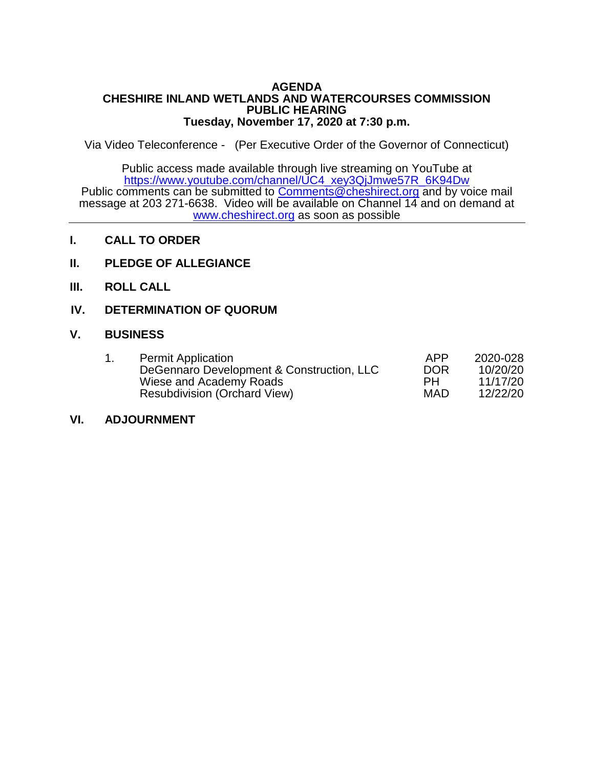# AGENDA
## CHESHIRE INLAND WETLANDS AND WATERCOURSES COMMISSION
## PUBLIC HEARING
## Tuesday, November 17, 2020 at 7:30 p.m.

Via Video Teleconference - (Per Executive Order of the Governor of Connecticut)

Public access made available through live streaming on YouTube at [https://www.youtube.com/channel/UC4_xey3QjJmwe57R_6K94Dw](https://www.youtube.com/channel/UC4_xey3QjJmwe57R_6K94Dw)
Public comments can be submitted to [Comments@cheshirect.org](mailto:Comments@cheshirect.org) and by voice mail message at 203 271-6638. Video will be available on Channel 14 and on demand at [www.cheshirect.org](http://www.cheshirect.org) as soon as possible

---

**I. CALL TO ORDER**

**II. PLEDGE OF ALLEGIANCE**

**III. ROLL CALL**

**IV. DETERMINATION OF QUORUM**

**V. BUSINESS**

1. Permit Application
   DeGennaro Development & Construction, LLC
   Wiese and Academy Roads
   Resubdivision (Orchard View)

| | |
|---|---|
| APP | 2020-028 |
| DOR | 10/20/20 |
| PH | 11/17/20 |
| MAD | 12/22/20 |

**VI. ADJOURNMENT**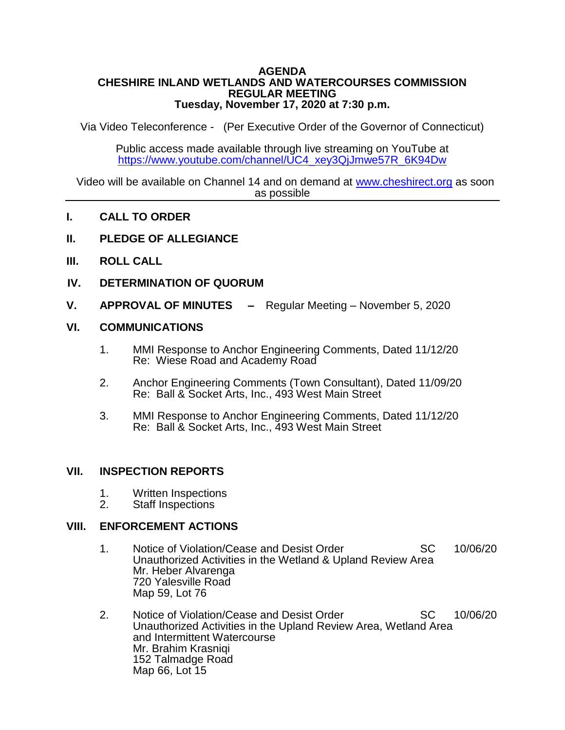**AGENDA**
**CHESHIRE INLAND WETLANDS AND WATERCOURSES COMMISSION**
**REGULAR MEETING**
**Tuesday, November 17, 2020 at 7:30 p.m.**

Via Video Teleconference - (Per Executive Order of the Governor of Connecticut)

Public access made available through live streaming on YouTube at https://www.youtube.com/channel/UC4_xey3QjJmwe57R_6K94Dw

Video will be available on Channel 14 and on demand at www.cheshirect.org as soon as possible

---

**I. CALL TO ORDER**

**II. PLEDGE OF ALLEGIANCE**

**III. ROLL CALL**

**IV. DETERMINATION OF QUORUM**

**V. APPROVAL OF MINUTES –** Regular Meeting – November 5, 2020

**VI. COMMUNICATIONS**

1. MMI Response to Anchor Engineering Comments, Dated 11/12/20
   Re: Wiese Road and Academy Road

2. Anchor Engineering Comments (Town Consultant), Dated 11/09/20
   Re: Ball & Socket Arts, Inc., 493 West Main Street

3. MMI Response to Anchor Engineering Comments, Dated 11/12/20
   Re: Ball & Socket Arts, Inc., 493 West Main Street

**VII. INSPECTION REPORTS**

1. Written Inspections
2. Staff Inspections

**VIII. ENFORCEMENT ACTIONS**

1. Notice of Violation/Cease and Desist Order SC 10/06/20
   Unauthorized Activities in the Wetland & Upland Review Area
   Mr. Heber Alvarenga
   720 Yalesville Road
   Map 59, Lot 76

2. Notice of Violation/Cease and Desist Order SC 10/06/20
   Unauthorized Activities in the Upland Review Area, Wetland Area and Intermittent Watercourse
   Mr. Brahim Krasniqi
   152 Talmadge Road
   Map 66, Lot 15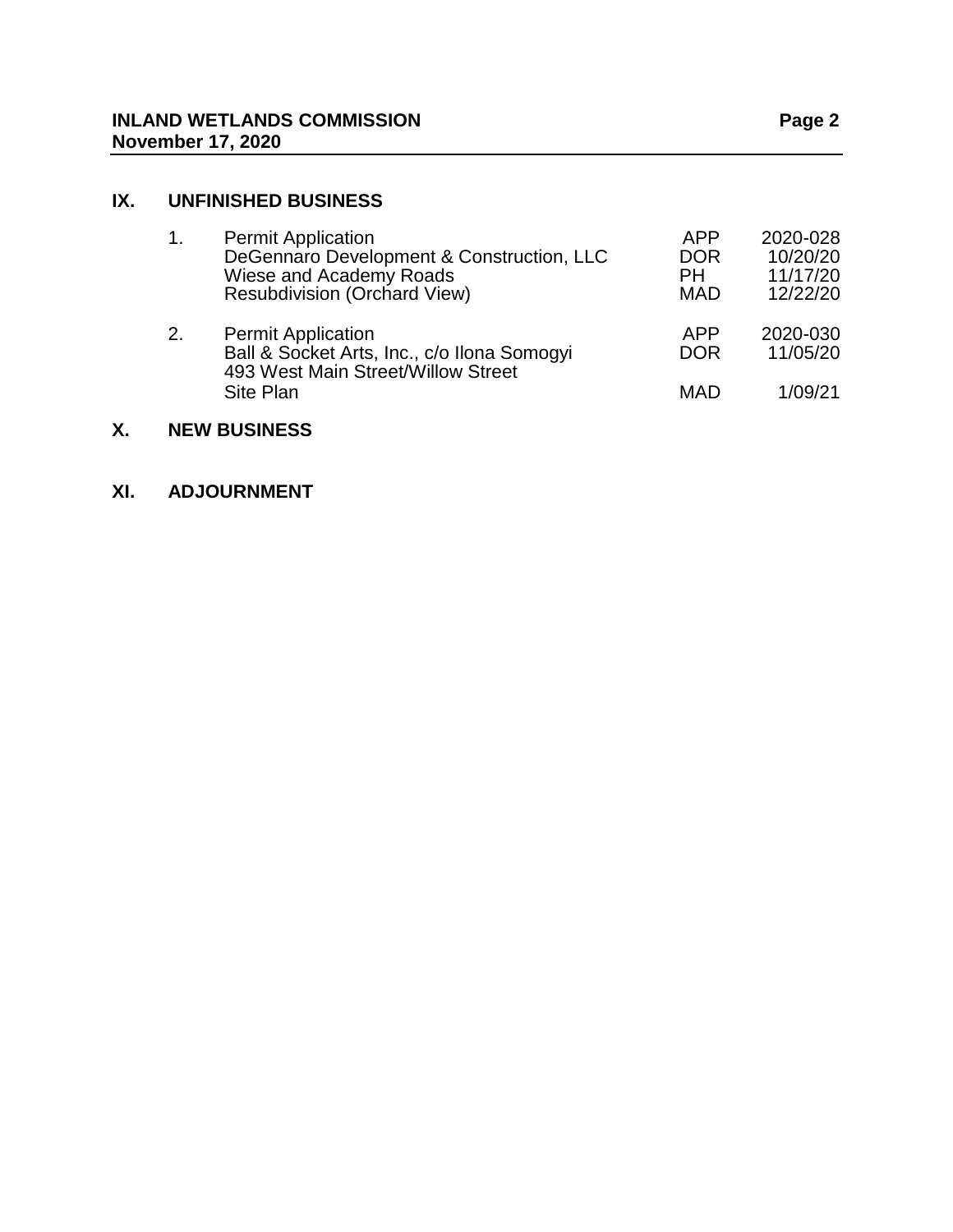## IX. UNFINISHED BUSINESS

| | | | |
|---|---|---|---|
| 1. | Permit Application<br>DeGennaro Development & Construction, LLC<br>Wiese and Academy Roads<br>Resubdivision (Orchard View) | APP<br>DOR<br>PH<br>MAD | 2020-028<br>10/20/20<br>11/17/20<br>12/22/20 |
| 2. | Permit Application<br>Ball & Socket Arts, Inc., c/o Ilona Somogyi<br>493 West Main Street/Willow Street<br>Site Plan | APP<br>DOR<br><br>MAD | 2020-030<br>11/05/20<br><br>1/09/21 |

## X. NEW BUSINESS

## XI. ADJOURNMENT